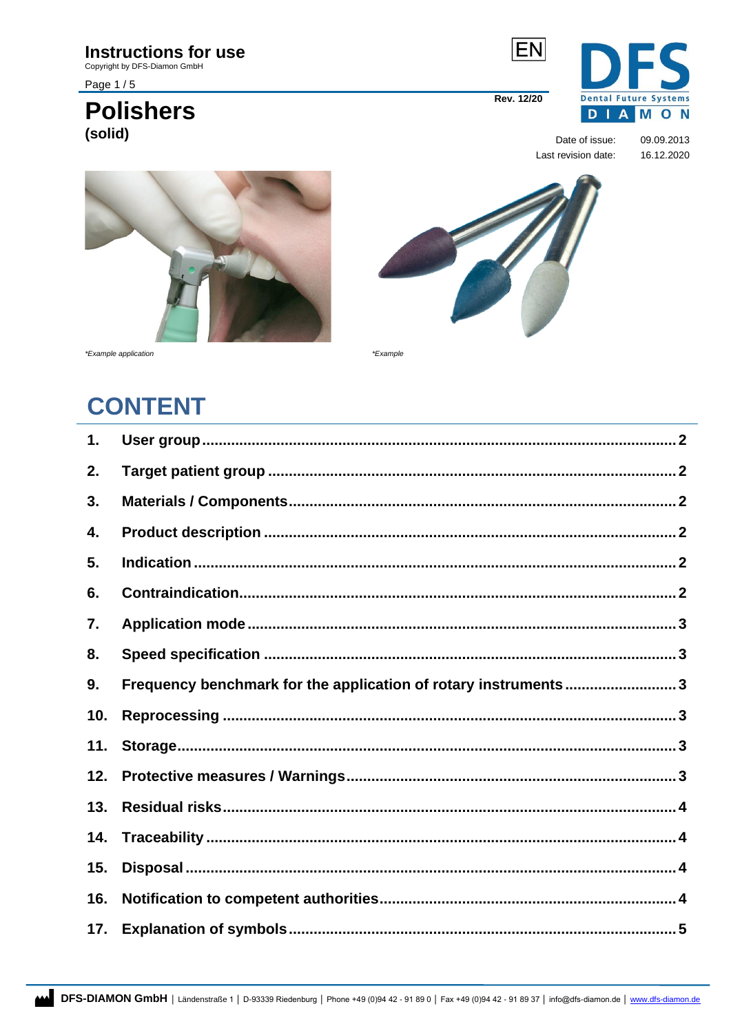# Instructions for use

Copyright by DFS-Diamon GmbH

EN

Rev. 12/20

# Polishers
(solid)

Date of issue: 09.09.2013
Last revision date: 16.12.2020

*Example application

*Example

## CONTENT

| | | |
|---|---|---|
| **1.** | **User group** | **2** |
| **2.** | **Target patient group** | **2** |
| **3.** | **Materials / Components** | **2** |
| **4.** | **Product description** | **2** |
| **5.** | **Indication** | **2** |
| **6.** | **Contraindication** | **2** |
| **7.** | **Application mode** | **3** |
| **8.** | **Speed specification** | **3** |
| **9.** | **Frequency benchmark for the application of rotary instruments** | **3** |
| **10.** | **Reprocessing** | **3** |
| **11.** | **Storage** | **3** |
| **12.** | **Protective measures / Warnings** | **3** |
| **13.** | **Residual risks** | **4** |
| **14.** | **Traceability** | **4** |
| **15.** | **Disposal** | **4** |
| **16.** | **Notification to competent authorities** | **4** |
| **17.** | **Explanation of symbols** | **5** |

**DFS-DIAMON GmbH** | Ländenstraße 1 | D-93339 Riedenburg | Phone +49 (0)94 42 - 91 89 0 | Fax +49 (0)94 42 - 91 89 37 | info@dfs-diamon.de | www.dfs-diamon.de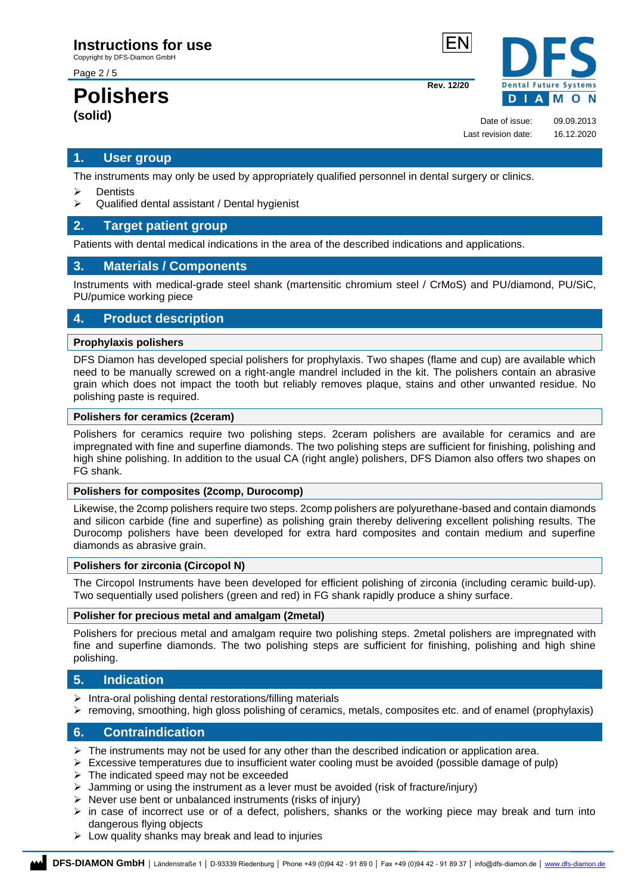## 1. User group

The instruments may only be used by appropriately qualified personnel in dental surgery or clinics.

- Dentists
- Qualified dental assistant / Dental hygienist

## 2. Target patient group

Patients with dental medical indications in the area of the described indications and applications.

## 3. Materials / Components

Instruments with medical-grade steel shank (martensitic chromium steel / CrMoS) and PU/diamond, PU/SiC, PU/pumice working piece

## 4. Product description

### Prophylaxis polishers

DFS Diamon has developed special polishers for prophylaxis. Two shapes (flame and cup) are available which need to be manually screwed on a right-angle mandrel included in the kit. The polishers contain an abrasive grain which does not impact the tooth but reliably removes plaque, stains and other unwanted residue. No polishing paste is required.

### Polishers for ceramics (2ceram)

Polishers for ceramics require two polishing steps. 2ceram polishers are available for ceramics and are impregnated with fine and superfine diamonds. The two polishing steps are sufficient for finishing, polishing and high shine polishing. In addition to the usual CA (right angle) polishers, DFS Diamon also offers two shapes on FG shank.

### Polishers for composites (2comp, Durocomp)

Likewise, the 2comp polishers require two steps. 2comp polishers are polyurethane-based and contain diamonds and silicon carbide (fine and superfine) as polishing grain thereby delivering excellent polishing results. The Durocomp polishers have been developed for extra hard composites and contain medium and superfine diamonds as abrasive grain.

### Polishers for zirconia (Circopol N)

The Circopol Instruments have been developed for efficient polishing of zirconia (including ceramic build-up). Two sequentially used polishers (green and red) in FG shank rapidly produce a shiny surface.

### Polisher for precious metal and amalgam (2metal)

Polishers for precious metal and amalgam require two polishing steps. 2metal polishers are impregnated with fine and superfine diamonds. The two polishing steps are sufficient for finishing, polishing and high shine polishing.

## 5. Indication

- Intra-oral polishing dental restorations/filling materials
- removing, smoothing, high gloss polishing of ceramics, metals, composites etc. and of enamel (prophylaxis)

## 6. Contraindication

- The instruments may not be used for any other than the described indication or application area.
- Excessive temperatures due to insufficient water cooling must be avoided (possible damage of pulp)
- The indicated speed may not be exceeded
- Jamming or using the instrument as a lever must be avoided (risk of fracture/injury)
- Never use bent or unbalanced instruments (risks of injury)
- in case of incorrect use or of a defect, polishers, shanks or the working piece may break and turn into dangerous flying objects
- Low quality shanks may break and lead to injuries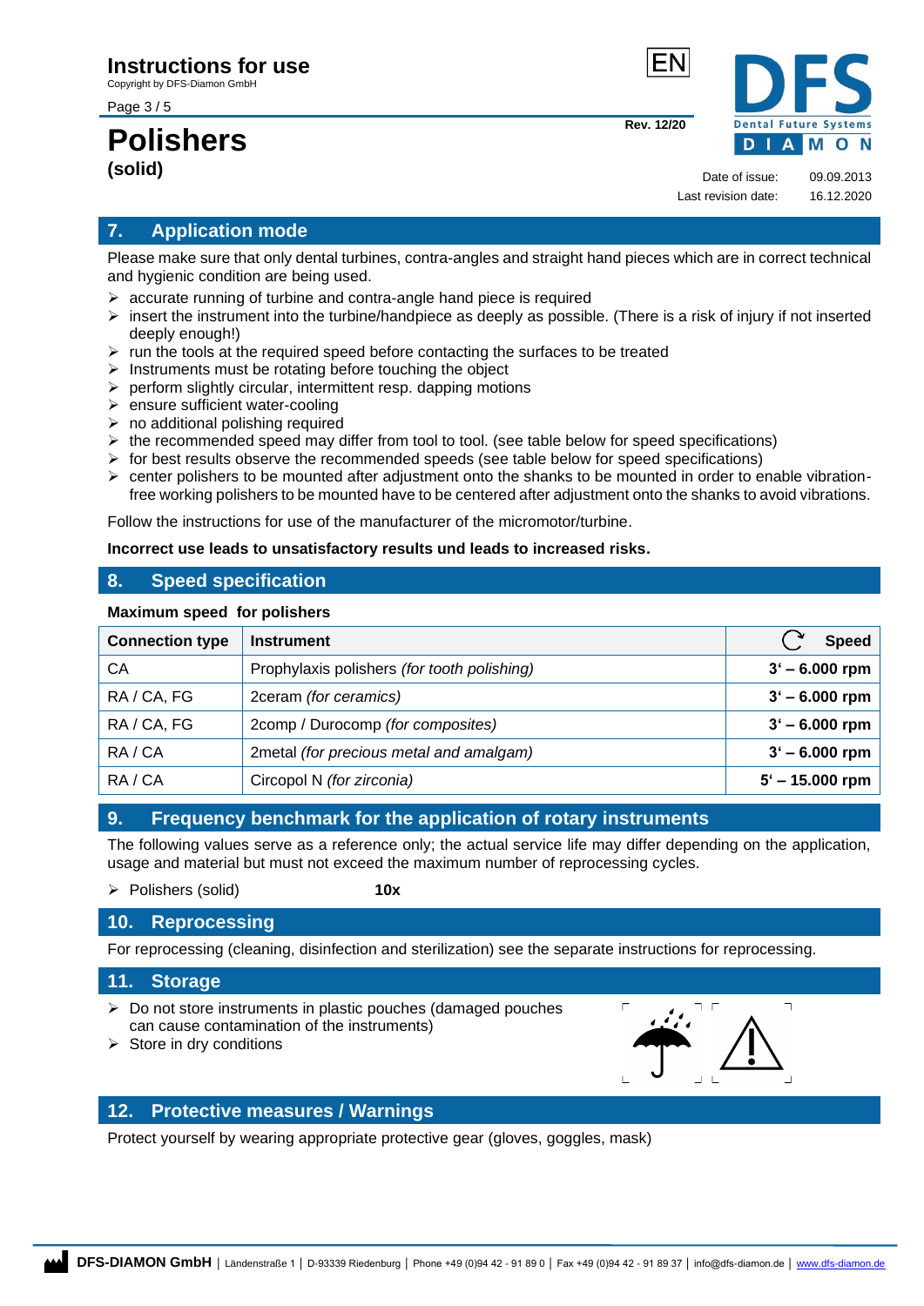# Polishers
**(solid)**

## 7. Application mode

Please make sure that only dental turbines, contra-angles and straight hand pieces which are in correct technical and hygienic condition are being used.

- accurate running of turbine and contra-angle hand piece is required
- insert the instrument into the turbine/handpiece as deeply as possible. (There is a risk of injury if not inserted deeply enough!)
- run the tools at the required speed before contacting the surfaces to be treated
- Instruments must be rotating before touching the object
- perform slightly circular, intermittent resp. dapping motions
- ensure sufficient water-cooling
- no additional polishing required
- the recommended speed may differ from tool to tool. (see table below for speed specifications)
- for best results observe the recommended speeds (see table below for speed specifications)
- center polishers to be mounted after adjustment onto the shanks to be mounted in order to enable vibration-free working polishers to be mounted have to be centered after adjustment onto the shanks to avoid vibrations.

Follow the instructions for use of the manufacturer of the micromotor/turbine.

**Incorrect use leads to unsatisfactory results und leads to increased risks.**

## 8. Speed specification

**Maximum speed for polishers**

| Connection type | Instrument | Speed |
|---|---|---|
| CA | Prophylaxis polishers *(for tooth polishing)* | **3' – 6.000 rpm** |
| RA / CA, FG | 2ceram *(for ceramics)* | **3' – 6.000 rpm** |
| RA / CA, FG | 2comp / Durocomp *(for composites)* | **3' – 6.000 rpm** |
| RA / CA | 2metal *(for precious metal and amalgam)* | **3' – 6.000 rpm** |
| RA / CA | Circopol N *(for zirconia)* | **5' – 15.000 rpm** |

## 9. Frequency benchmark for the application of rotary instruments

The following values serve as a reference only; the actual service life may differ depending on the application, usage and material but must not exceed the maximum number of reprocessing cycles.

- Polishers (solid) **10x**

## 10. Reprocessing

For reprocessing (cleaning, disinfection and sterilization) see the separate instructions for reprocessing.

## 11. Storage

- Do not store instruments in plastic pouches (damaged pouches can cause contamination of the instruments)
- Store in dry conditions

## 12. Protective measures / Warnings

Protect yourself by wearing appropriate protective gear (gloves, goggles, mask)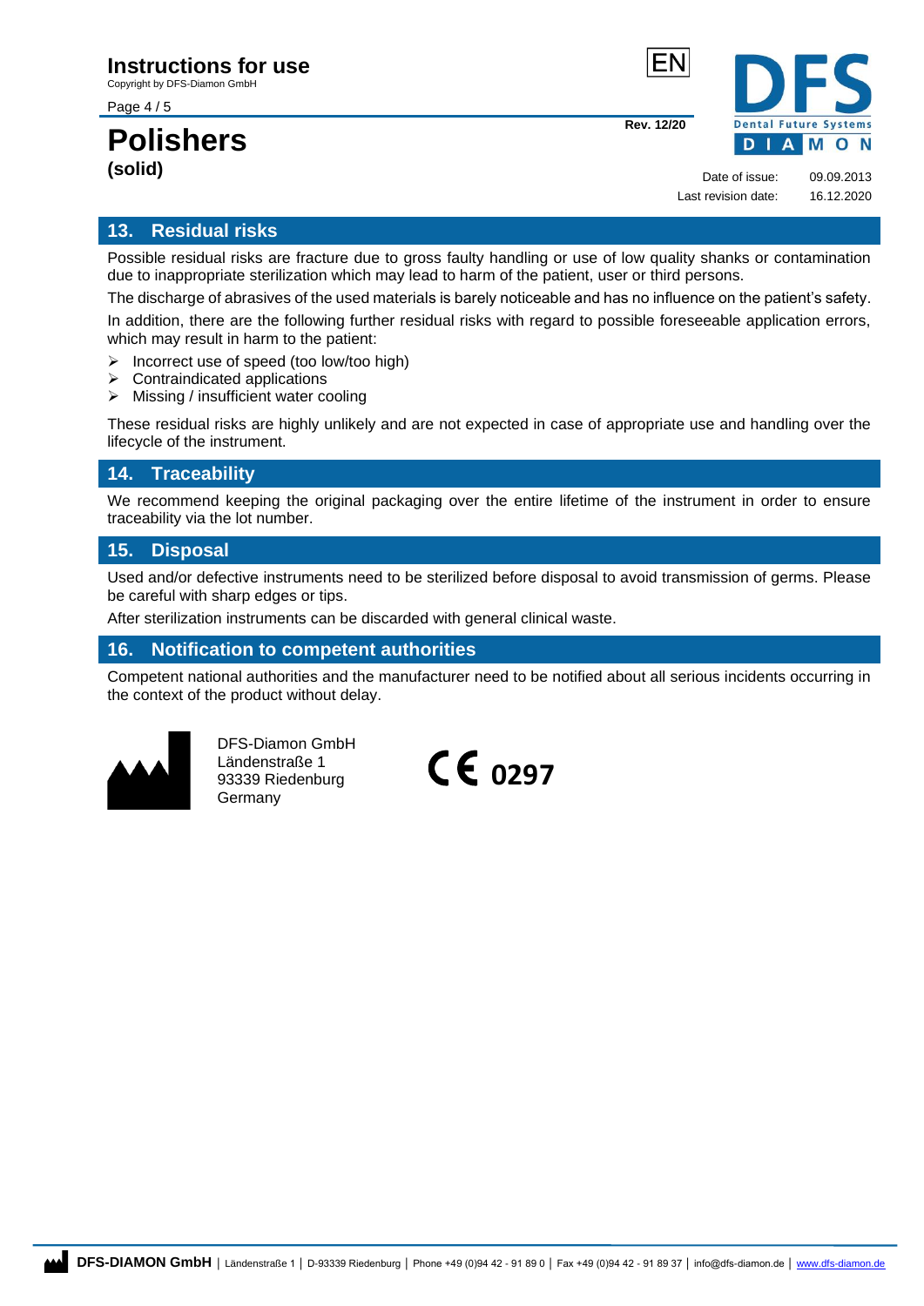## 13. Residual risks

Possible residual risks are fracture due to gross faulty handling or use of low quality shanks or contamination due to inappropriate sterilization which may lead to harm of the patient, user or third persons.

The discharge of abrasives of the used materials is barely noticeable and has no influence on the patient's safety.

In addition, there are the following further residual risks with regard to possible foreseeable application errors, which may result in harm to the patient:

- Incorrect use of speed (too low/too high)
- Contraindicated applications
- Missing / insufficient water cooling

These residual risks are highly unlikely and are not expected in case of appropriate use and handling over the lifecycle of the instrument.

## 14. Traceability

We recommend keeping the original packaging over the entire lifetime of the instrument in order to ensure traceability via the lot number.

## 15. Disposal

Used and/or defective instruments need to be sterilized before disposal to avoid transmission of germs. Please be careful with sharp edges or tips.

After sterilization instruments can be discarded with general clinical waste.

## 16. Notification to competent authorities

Competent national authorities and the manufacturer need to be notified about all serious incidents occurring in the context of the product without delay.

DFS-Diamon GmbH
Ländenstraße 1
93339 Riedenburg
Germany

CE 0297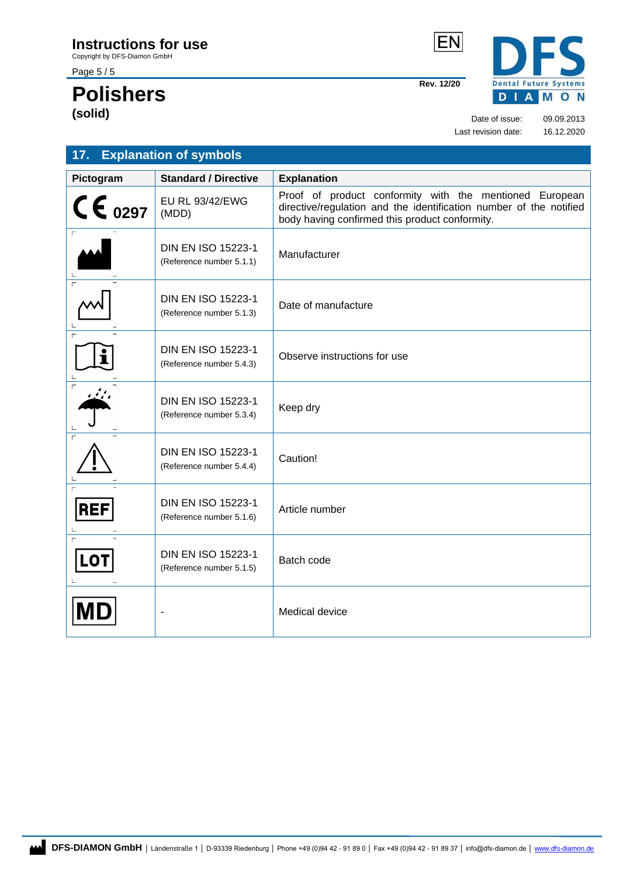## 17. Explanation of symbols

| Pictogram | Standard / Directive | Explanation |
|---|---|---|
| CE 0297 | EU RL 93/42/EWG (MDD) | Proof of product conformity with the mentioned European directive/regulation and the identification number of the notified body having confirmed this product conformity. |
| | DIN EN ISO 15223-1 (Reference number 5.1.1) | Manufacturer |
| | DIN EN ISO 15223-1 (Reference number 5.1.3) | Date of manufacture |
| | DIN EN ISO 15223-1 (Reference number 5.4.3) | Observe instructions for use |
| | DIN EN ISO 15223-1 (Reference number 5.3.4) | Keep dry |
| | DIN EN ISO 15223-1 (Reference number 5.4.4) | Caution! |
| REF | DIN EN ISO 15223-1 (Reference number 5.1.6) | Article number |
| LOT | DIN EN ISO 15223-1 (Reference number 5.1.5) | Batch code |
| MD | - | Medical device |